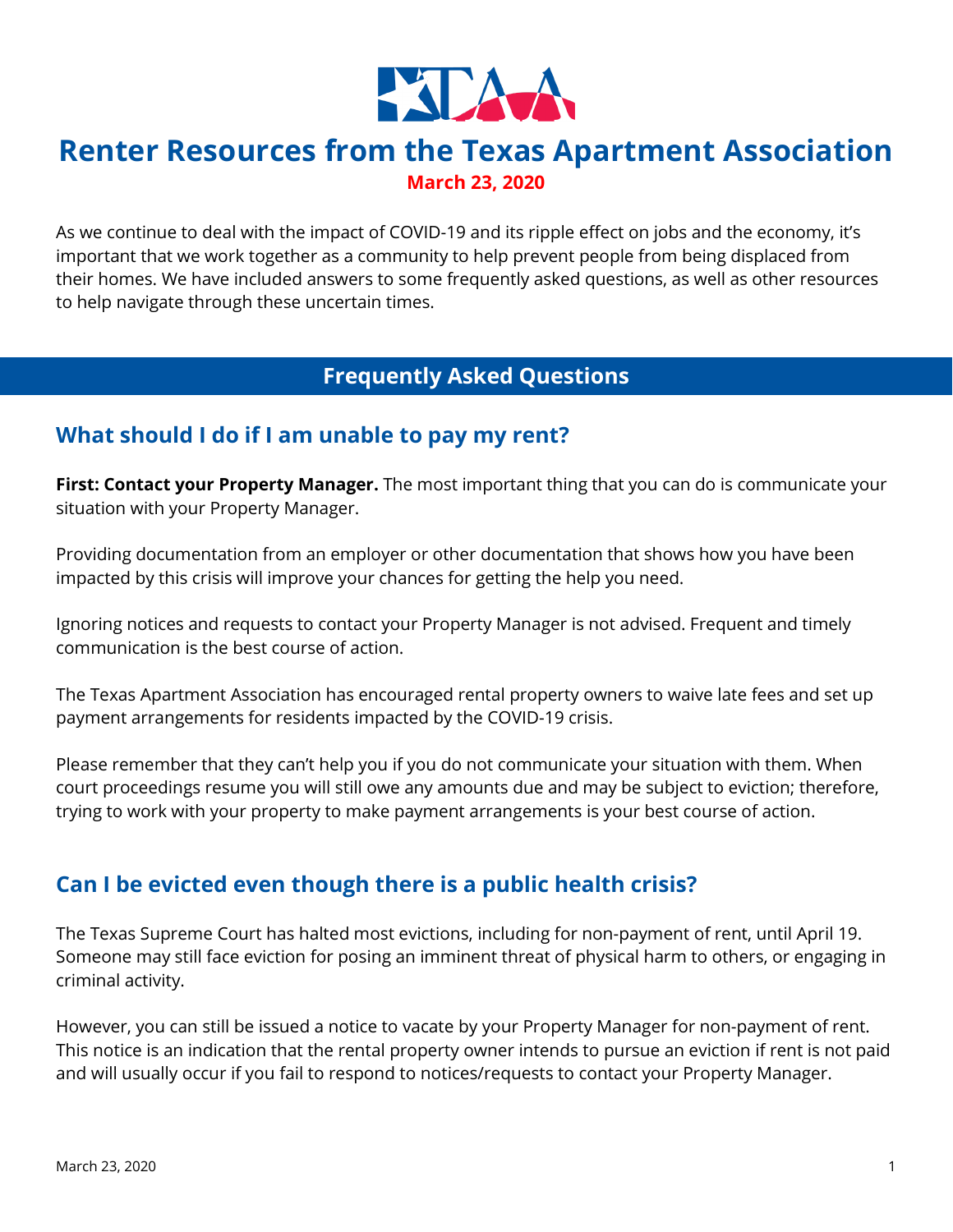# Renter Resources from the Texas Apartment Association

**March 23, 2020**

As we continue to deal with the impact of COVID-19 and its ripple effect on jobs and the economy, it's important that we work together as a community to help prevent people from being displaced from their homes. We have included answers to some frequently asked questions, as well as other resources to help navigate through these uncertain times.

## Frequently Asked Questions

### What should I do if I am unable to pay my rent?

**First: Contact your Property Manager.** The most important thing that you can do is communicate your situation with your Property Manager.

Providing documentation from an employer or other documentation that shows how you have been impacted by this crisis will improve your chances for getting the help you need.

Ignoring notices and requests to contact your Property Manager is not advised. Frequent and timely communication is the best course of action.

The Texas Apartment Association has encouraged rental property owners to waive late fees and set up payment arrangements for residents impacted by the COVID-19 crisis.

Please remember that they can't help you if you do not communicate your situation with them. When court proceedings resume you will still owe any amounts due and may be subject to eviction; therefore, trying to work with your property to make payment arrangements is your best course of action.

### Can I be evicted even though there is a public health crisis?

The Texas Supreme Court has halted most evictions, including for non-payment of rent, until April 19. Someone may still face eviction for posing an imminent threat of physical harm to others, or engaging in criminal activity.

However, you can still be issued a notice to vacate by your Property Manager for non-payment of rent. This notice is an indication that the rental property owner intends to pursue an eviction if rent is not paid and will usually occur if you fail to respond to notices/requests to contact your Property Manager.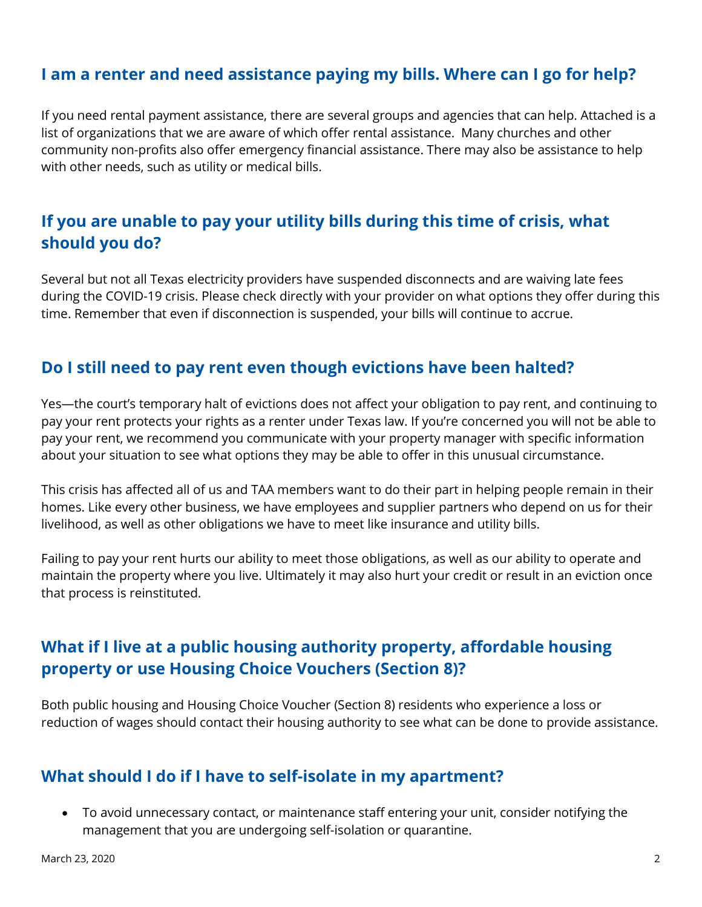## I am a renter and need assistance paying my bills. Where can I go for help?

If you need rental payment assistance, there are several groups and agencies that can help. Attached is a list of organizations that we are aware of which offer rental assistance. Many churches and other community non-profits also offer emergency financial assistance. There may also be assistance to help with other needs, such as utility or medical bills.

## If you are unable to pay your utility bills during this time of crisis, what should you do?

Several but not all Texas electricity providers have suspended disconnects and are waiving late fees during the COVID-19 crisis. Please check directly with your provider on what options they offer during this time. Remember that even if disconnection is suspended, your bills will continue to accrue.

## Do I still need to pay rent even though evictions have been halted?

Yes—the court's temporary halt of evictions does not affect your obligation to pay rent, and continuing to pay your rent protects your rights as a renter under Texas law. If you're concerned you will not be able to pay your rent, we recommend you communicate with your property manager with specific information about your situation to see what options they may be able to offer in this unusual circumstance.

This crisis has affected all of us and TAA members want to do their part in helping people remain in their homes. Like every other business, we have employees and supplier partners who depend on us for their livelihood, as well as other obligations we have to meet like insurance and utility bills.

Failing to pay your rent hurts our ability to meet those obligations, as well as our ability to operate and maintain the property where you live. Ultimately it may also hurt your credit or result in an eviction once that process is reinstituted.

## What if I live at a public housing authority property, affordable housing property or use Housing Choice Vouchers (Section 8)?

Both public housing and Housing Choice Voucher (Section 8) residents who experience a loss or reduction of wages should contact their housing authority to see what can be done to provide assistance.

## What should I do if I have to self-isolate in my apartment?

- To avoid unnecessary contact, or maintenance staff entering your unit, consider notifying the management that you are undergoing self-isolation or quarantine.

March 23, 2020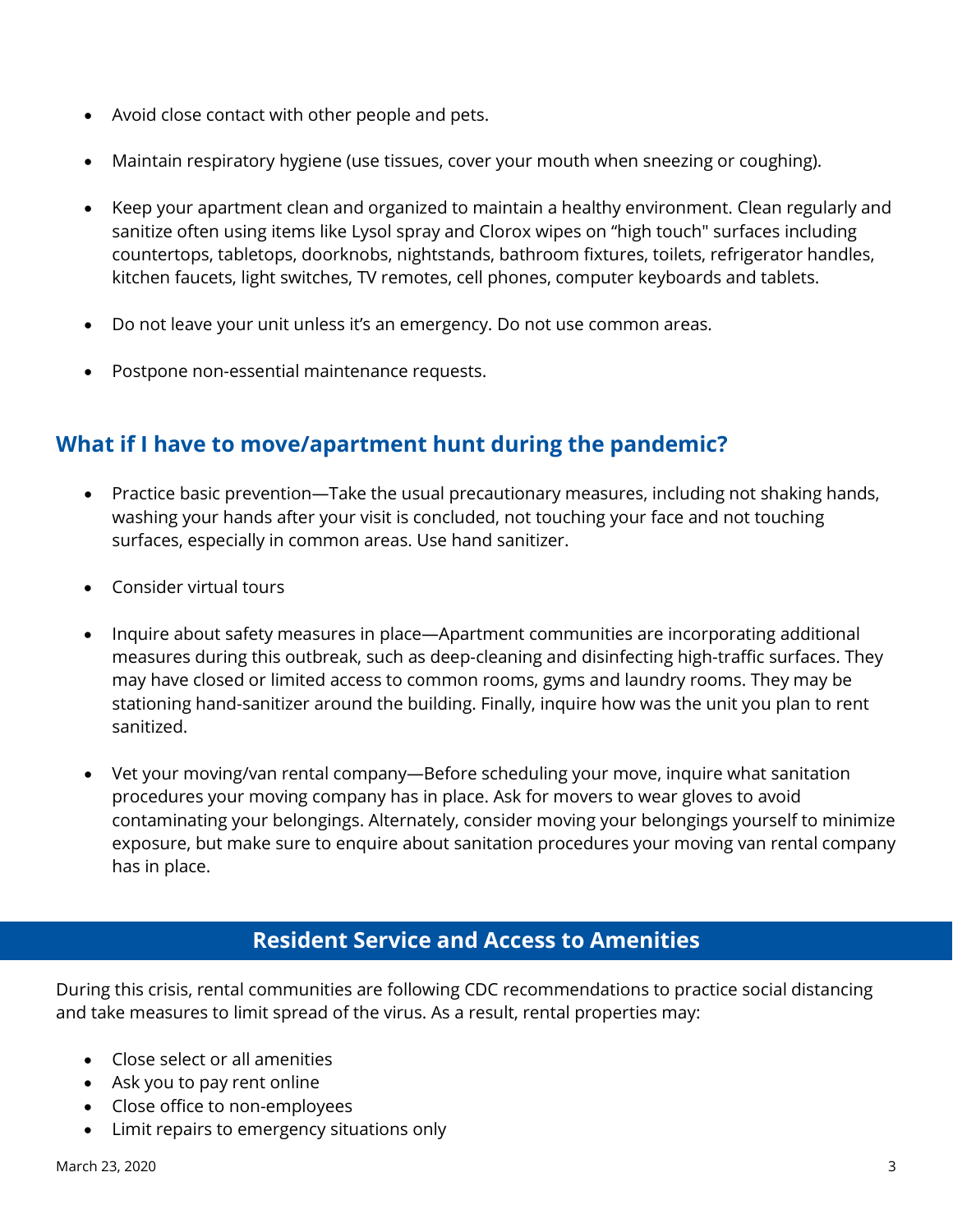- Avoid close contact with other people and pets.
- Maintain respiratory hygiene (use tissues, cover your mouth when sneezing or coughing).
- Keep your apartment clean and organized to maintain a healthy environment. Clean regularly and sanitize often using items like Lysol spray and Clorox wipes on "high touch" surfaces including countertops, tabletops, doorknobs, nightstands, bathroom fixtures, toilets, refrigerator handles, kitchen faucets, light switches, TV remotes, cell phones, computer keyboards and tablets.
- Do not leave your unit unless it's an emergency. Do not use common areas.
- Postpone non-essential maintenance requests.

### What if I have to move/apartment hunt during the pandemic?

- Practice basic prevention—Take the usual precautionary measures, including not shaking hands, washing your hands after your visit is concluded, not touching your face and not touching surfaces, especially in common areas. Use hand sanitizer.
- Consider virtual tours
- Inquire about safety measures in place—Apartment communities are incorporating additional measures during this outbreak, such as deep-cleaning and disinfecting high-traffic surfaces. They may have closed or limited access to common rooms, gyms and laundry rooms. They may be stationing hand-sanitizer around the building. Finally, inquire how was the unit you plan to rent sanitized.
- Vet your moving/van rental company—Before scheduling your move, inquire what sanitation procedures your moving company has in place. Ask for movers to wear gloves to avoid contaminating your belongings. Alternately, consider moving your belongings yourself to minimize exposure, but make sure to enquire about sanitation procedures your moving van rental company has in place.

## Resident Service and Access to Amenities

During this crisis, rental communities are following CDC recommendations to practice social distancing and take measures to limit spread of the virus. As a result, rental properties may:

- Close select or all amenities
- Ask you to pay rent online
- Close office to non-employees
- Limit repairs to emergency situations only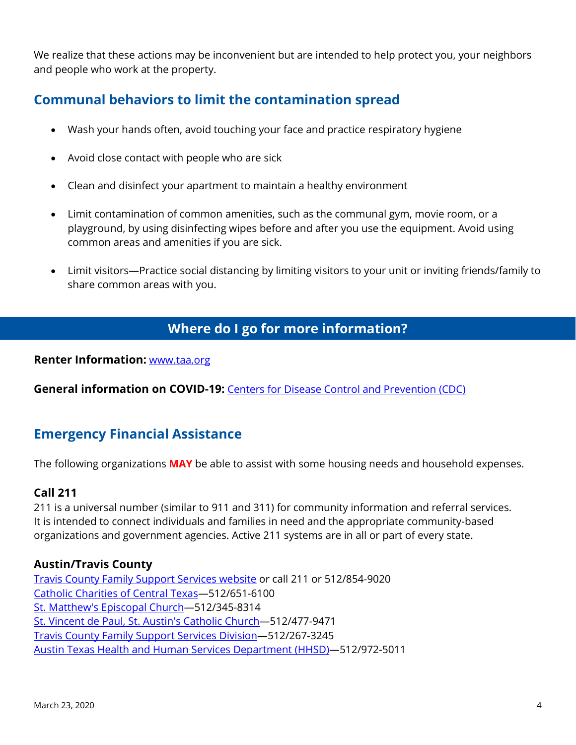We realize that these actions may be inconvenient but are intended to help protect you, your neighbors and people who work at the property.

## Communal behaviors to limit the contamination spread

- Wash your hands often, avoid touching your face and practice respiratory hygiene
- Avoid close contact with people who are sick
- Clean and disinfect your apartment to maintain a healthy environment
- Limit contamination of common amenities, such as the communal gym, movie room, or a playground, by using disinfecting wipes before and after you use the equipment. Avoid using common areas and amenities if you are sick.
- Limit visitors—Practice social distancing by limiting visitors to your unit or inviting friends/family to share common areas with you.

## Where do I go for more information?

**Renter Information:** www.taa.org

**General information on COVID-19:** Centers for Disease Control and Prevention (CDC)

## Emergency Financial Assistance

The following organizations **MAY** be able to assist with some housing needs and household expenses.

### Call 211

211 is a universal number (similar to 911 and 311) for community information and referral services. It is intended to connect individuals and families in need and the appropriate community-based organizations and government agencies. Active 211 systems are in all or part of every state.

### Austin/Travis County

Travis County Family Support Services website or call 211 or 512/854-9020
Catholic Charities of Central Texas—512/651-6100
St. Matthew's Episcopal Church—512/345-8314
St. Vincent de Paul, St. Austin's Catholic Church—512/477-9471
Travis County Family Support Services Division—512/267-3245
Austin Texas Health and Human Services Department (HHSD)—512/972-5011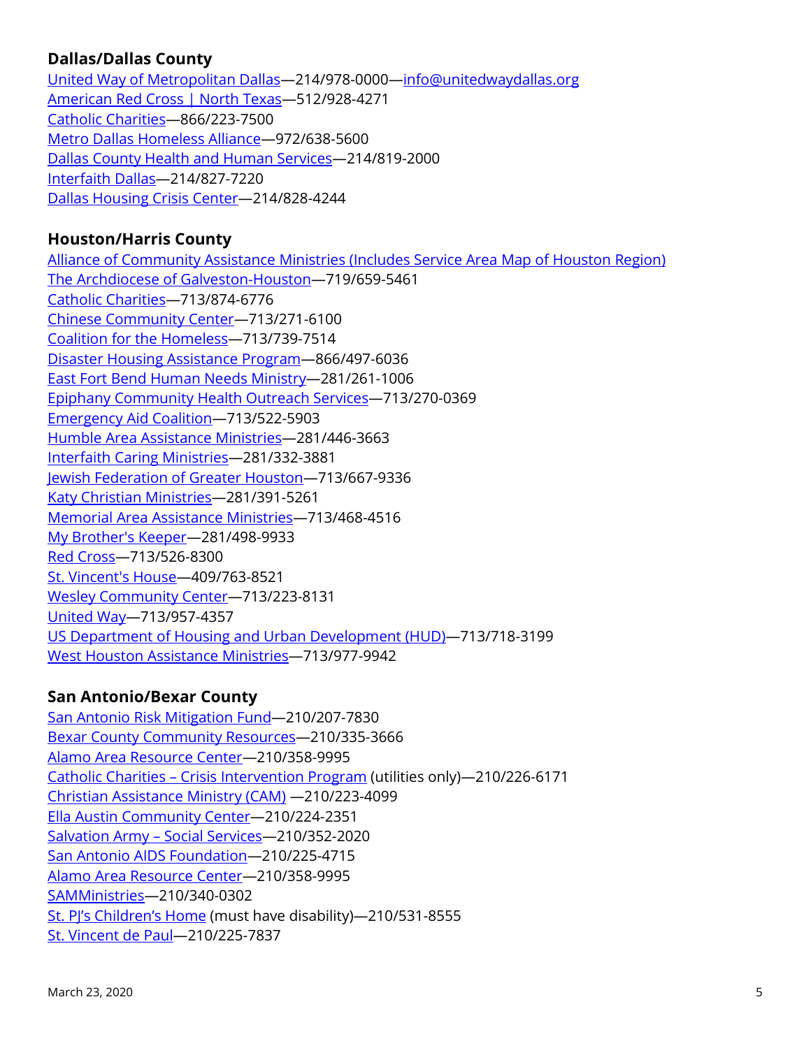**Dallas/Dallas County**

United Way of Metropolitan Dallas—214/978-0000—info@unitedwaydallas.org
American Red Cross | North Texas—512/928-4271
Catholic Charities—866/223-7500
Metro Dallas Homeless Alliance—972/638-5600
Dallas County Health and Human Services—214/819-2000
Interfaith Dallas—214/827-7220
Dallas Housing Crisis Center—214/828-4244

**Houston/Harris County**

Alliance of Community Assistance Ministries (Includes Service Area Map of Houston Region)
The Archdiocese of Galveston-Houston—719/659-5461
Catholic Charities—713/874-6776
Chinese Community Center—713/271-6100
Coalition for the Homeless—713/739-7514
Disaster Housing Assistance Program—866/497-6036
East Fort Bend Human Needs Ministry—281/261-1006
Epiphany Community Health Outreach Services—713/270-0369
Emergency Aid Coalition—713/522-5903
Humble Area Assistance Ministries—281/446-3663
Interfaith Caring Ministries—281/332-3881
Jewish Federation of Greater Houston—713/667-9336
Katy Christian Ministries—281/391-5261
Memorial Area Assistance Ministries—713/468-4516
My Brother's Keeper—281/498-9933
Red Cross—713/526-8300
St. Vincent's House—409/763-8521
Wesley Community Center—713/223-8131
United Way—713/957-4357
US Department of Housing and Urban Development (HUD)—713/718-3199
West Houston Assistance Ministries—713/977-9942

**San Antonio/Bexar County**

San Antonio Risk Mitigation Fund—210/207-7830
Bexar County Community Resources—210/335-3666
Alamo Area Resource Center—210/358-9995
Catholic Charities – Crisis Intervention Program (utilities only)—210/226-6171
Christian Assistance Ministry (CAM) —210/223-4099
Ella Austin Community Center—210/224-2351
Salvation Army – Social Services—210/352-2020
San Antonio AIDS Foundation—210/225-4715
Alamo Area Resource Center—210/358-9995
SAMMinistries—210/340-0302
St. PJ's Children's Home (must have disability)—210/531-8555
St. Vincent de Paul—210/225-7837

March 23, 2020